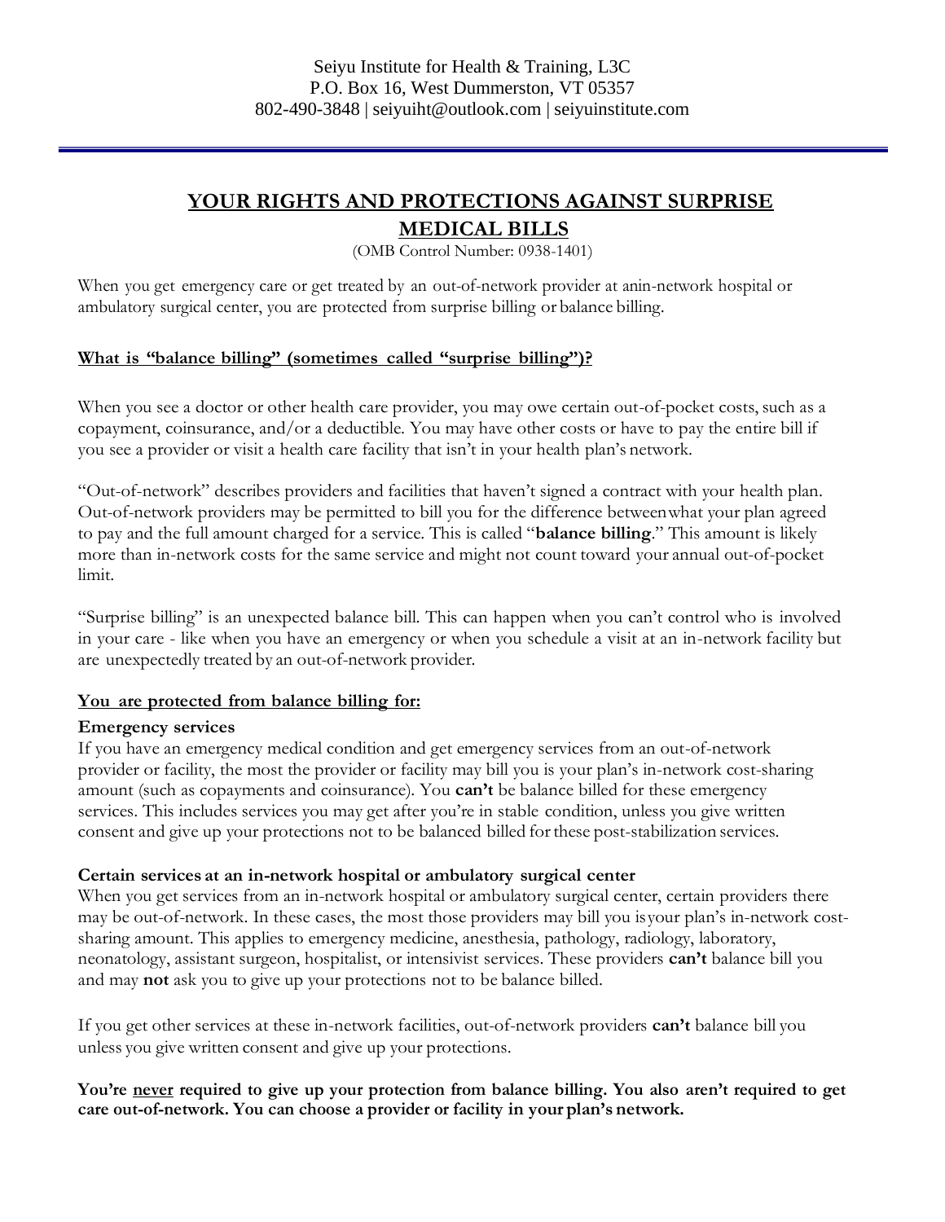Seiyu Institute for Health & Training, L3C
P.O. Box 16, West Dummerston, VT 05357
802-490-3848 | seiyuiht@outlook.com | seiyuinstitute.com

# YOUR RIGHTS AND PROTECTIONS AGAINST SURPRISE MEDICAL BILLS

(OMB Control Number: 0938-1401)

When you get emergency care or get treated by an out-of-network provider at anin-network hospital or ambulatory surgical center, you are protected from surprise billing or balance billing.

## What is "balance billing" (sometimes called "surprise billing")?

When you see a doctor or other health care provider, you may owe certain out-of-pocket costs, such as a copayment, coinsurance, and/or a deductible. You may have other costs or have to pay the entire bill if you see a provider or visit a health care facility that isn't in your health plan's network.

"Out-of-network" describes providers and facilities that haven't signed a contract with your health plan. Out-of-network providers may be permitted to bill you for the difference betweenwhat your plan agreed to pay and the full amount charged for a service. This is called "**balance billing**." This amount is likely more than in-network costs for the same service and might not count toward your annual out-of-pocket limit.

"Surprise billing" is an unexpected balance bill. This can happen when you can't control who is involved in your care - like when you have an emergency or when you schedule a visit at an in-network facility but are unexpectedly treated by an out-of-network provider.

## You are protected from balance billing for:

### Emergency services

If you have an emergency medical condition and get emergency services from an out-of-network provider or facility, the most the provider or facility may bill you is your plan's in-network cost-sharing amount (such as copayments and coinsurance). You **can't** be balance billed for these emergency services. This includes services you may get after you're in stable condition, unless you give written consent and give up your protections not to be balanced billed for these post-stabilization services.

### Certain services at an in-network hospital or ambulatory surgical center

When you get services from an in-network hospital or ambulatory surgical center, certain providers there may be out-of-network. In these cases, the most those providers may bill you isyour plan's in-network cost-sharing amount. This applies to emergency medicine, anesthesia, pathology, radiology, laboratory, neonatology, assistant surgeon, hospitalist, or intensivist services. These providers **can't** balance bill you and may **not** ask you to give up your protections not to be balance billed.

If you get other services at these in-network facilities, out-of-network providers **can't** balance bill you unless you give written consent and give up your protections.

**You're never required to give up your protection from balance billing. You also aren't required to get care out-of-network. You can choose a provider or facility in your plan's network.**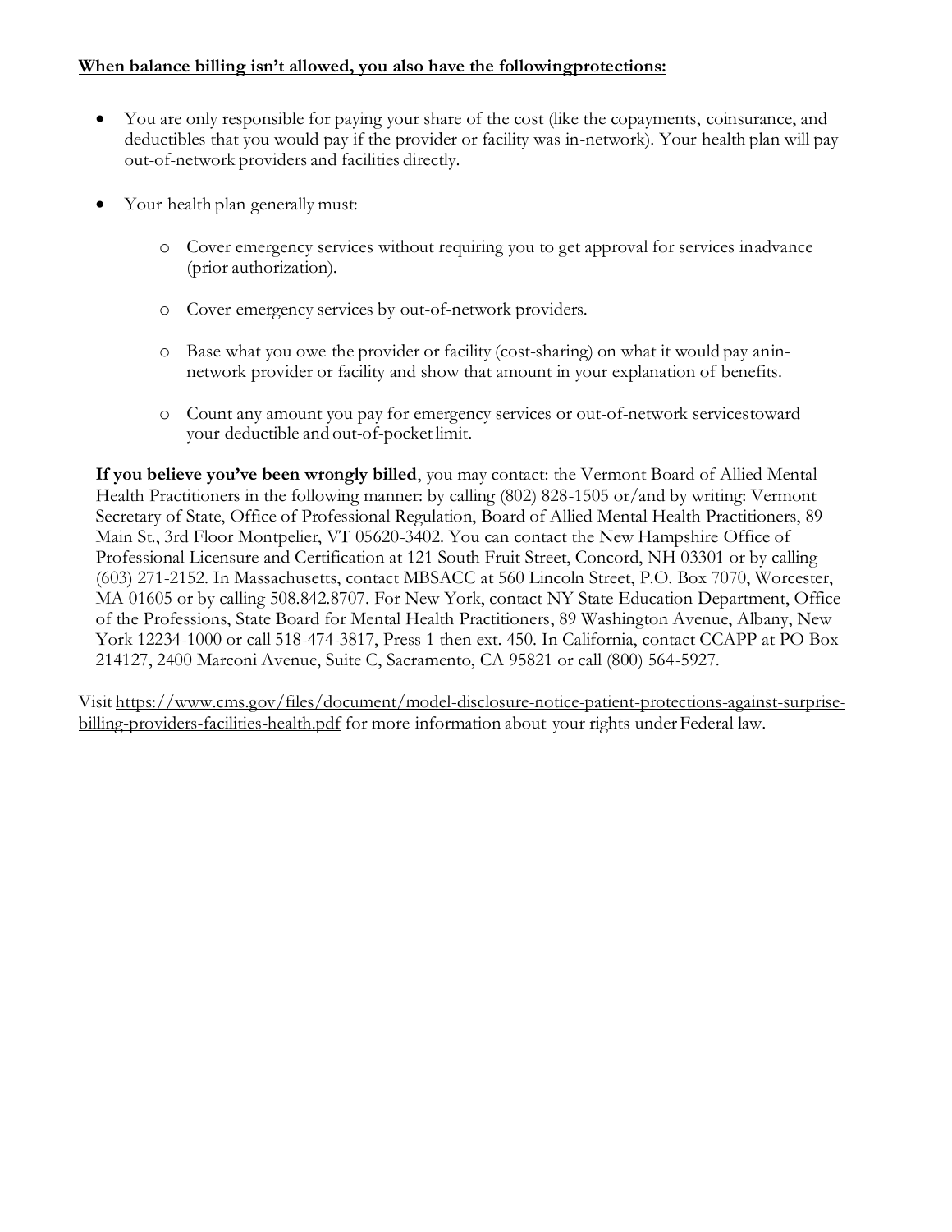**When balance billing isn't allowed, you also have the followingprotections:**

- You are only responsible for paying your share of the cost (like the copayments, coinsurance, and deductibles that you would pay if the provider or facility was in-network). Your health plan will pay out-of-network providers and facilities directly.
- Your health plan generally must:
  - Cover emergency services without requiring you to get approval for services inadvance (prior authorization).
  - Cover emergency services by out-of-network providers.
  - Base what you owe the provider or facility (cost-sharing) on what it would pay anin-network provider or facility and show that amount in your explanation of benefits.
  - Count any amount you pay for emergency services or out-of-network servicestoward your deductible and out-of-pocket limit.

**If you believe you've been wrongly billed**, you may contact: the Vermont Board of Allied Mental Health Practitioners in the following manner: by calling (802) 828-1505 or/and by writing: Vermont Secretary of State, Office of Professional Regulation, Board of Allied Mental Health Practitioners, 89 Main St., 3rd Floor Montpelier, VT 05620-3402. You can contact the New Hampshire Office of Professional Licensure and Certification at 121 South Fruit Street, Concord, NH 03301 or by calling (603) 271-2152. In Massachusetts, contact MBSACC at 560 Lincoln Street, P.O. Box 7070, Worcester, MA 01605 or by calling 508.842.8707. For New York, contact NY State Education Department, Office of the Professions, State Board for Mental Health Practitioners, 89 Washington Avenue, Albany, New York 12234-1000 or call 518-474-3817, Press 1 then ext. 450. In California, contact CCAPP at PO Box 214127, 2400 Marconi Avenue, Suite C, Sacramento, CA 95821 or call (800) 564-5927.

Visit https://www.cms.gov/files/document/model-disclosure-notice-patient-protections-against-surprise-billing-providers-facilities-health.pdf for more information about your rights under Federal law.